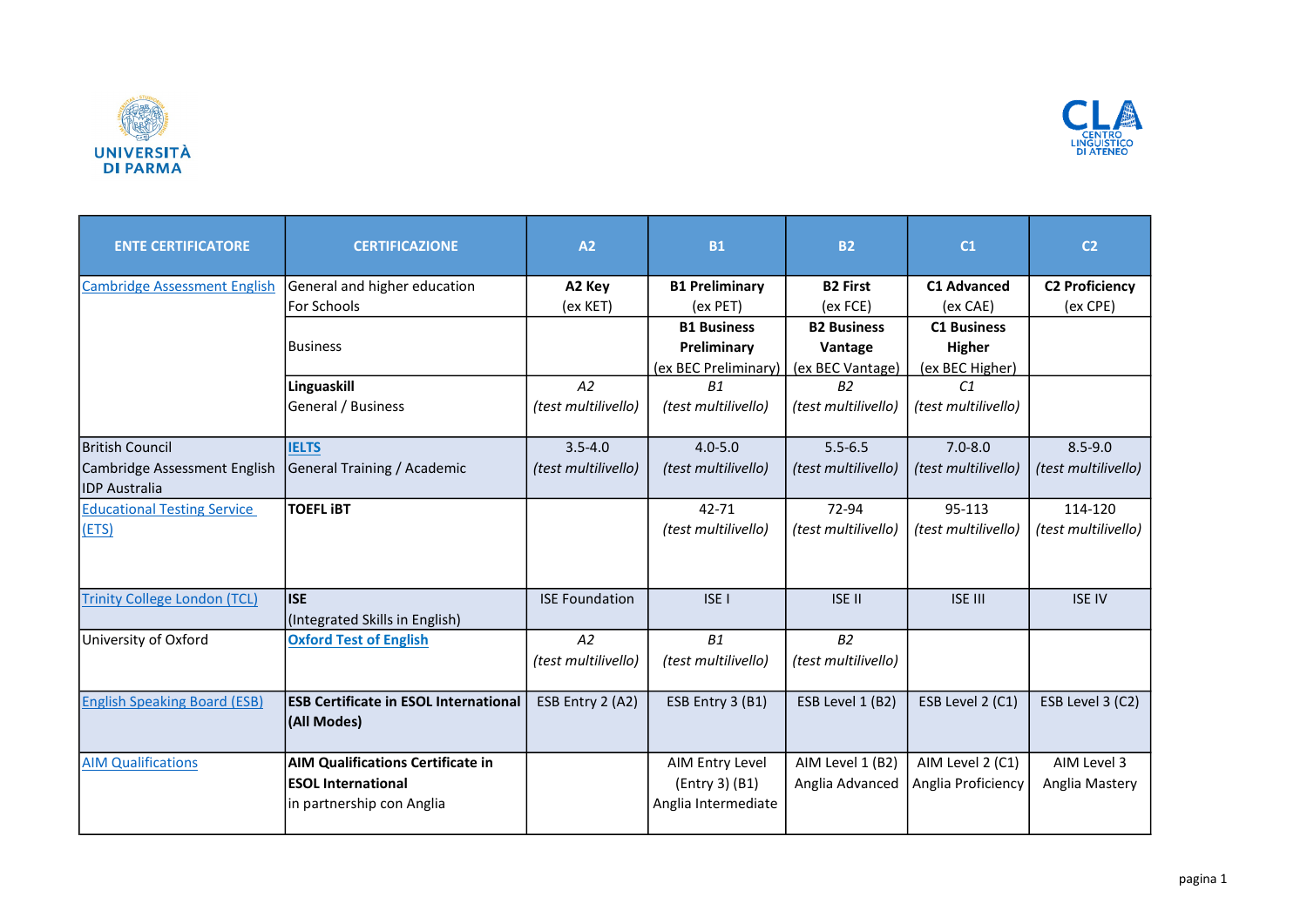UNIVERSITÀ DI PARMA

CLA CENTRO LINGUISTICO DI ATENEO

| ENTE CERTIFICATORE | CERTIFICAZIONE | A2 | B1 | B2 | C1 | C2 |
|---|---|---|---|---|---|---|
| Cambridge Assessment English | General and higher education<br>For Schools | **A2 Key**<br>(ex KET) | **B1 Preliminary**<br>(ex PET) | **B2 First**<br>(ex FCE) | **C1 Advanced**<br>(ex CAE) | **C2 Proficiency**<br>(ex CPE) |
| | Business | | **B1 Business Preliminary**<br>(ex BEC Preliminary) | **B2 Business Vantage**<br>(ex BEC Vantage) | **C1 Business Higher**<br>(ex BEC Higher) | |
| | **Linguaskill**<br>General / Business | *A2*<br>*(test multilivello)* | *B1*<br>*(test multilivello)* | *B2*<br>*(test multilivello)* | *C1*<br>*(test multilivello)* | |
| British Council<br>Cambridge Assessment English<br>IDP Australia | **IELTS**<br>General Training / Academic | 3.5-4.0<br>*(test multilivello)* | 4.0-5.0<br>*(test multilivello)* | 5.5-6.5<br>*(test multilivello)* | 7.0-8.0<br>*(test multilivello)* | 8.5-9.0<br>*(test multilivello)* |
| Educational Testing Service (ETS) | **TOEFL iBT** | | 42-71<br>*(test multilivello)* | 72-94<br>*(test multilivello)* | 95-113<br>*(test multilivello)* | 114-120<br>*(test multilivello)* |
| Trinity College London (TCL) | **ISE**<br>(Integrated Skills in English) | ISE Foundation | ISE I | ISE II | ISE III | ISE IV |
| University of Oxford | **Oxford Test of English** | *A2*<br>*(test multilivello)* | *B1*<br>*(test multilivello)* | *B2*<br>*(test multilivello)* | | |
| English Speaking Board (ESB) | **ESB Certificate in ESOL International (All Modes)** | ESB Entry 2 (A2) | ESB Entry 3 (B1) | ESB Level 1 (B2) | ESB Level 2 (C1) | ESB Level 3 (C2) |
| AIM Qualifications | **AIM Qualifications Certificate in ESOL International**<br>in partnership con Anglia | | AIM Entry Level (Entry 3) (B1)<br>Anglia Intermediate | AIM Level 1 (B2)<br>Anglia Advanced | AIM Level 2 (C1)<br>Anglia Proficiency | AIM Level 3<br>Anglia Mastery |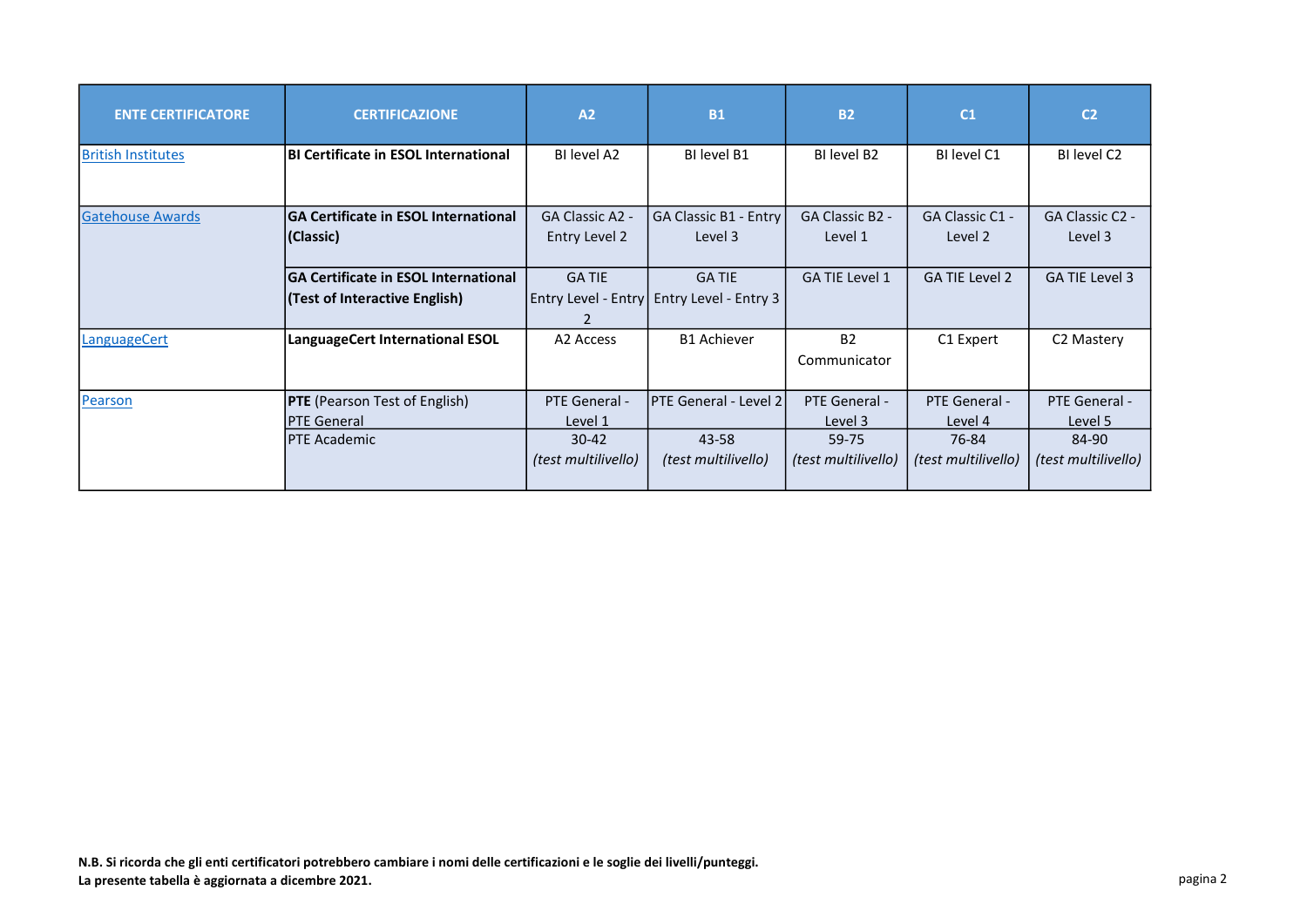| ENTE CERTIFICATORE | CERTIFICAZIONE | A2 | B1 | B2 | C1 | C2 |
|---|---|---|---|---|---|---|
| British Institutes | **BI Certificate in ESOL International** | BI level A2 | BI level B1 | BI level B2 | BI level C1 | BI level C2 |
| Gatehouse Awards | **GA Certificate in ESOL International (Classic)** | GA Classic A2 - Entry Level 2 | GA Classic B1 - Entry Level 3 | GA Classic B2 - Level 1 | GA Classic C1 - Level 2 | GA Classic C2 - Level 3 |
| | **GA Certificate in ESOL International (Test of Interactive English)** | GA TIE Entry Level - Entry 2 | GA TIE Entry Level - Entry 3 | GA TIE Level 1 | GA TIE Level 2 | GA TIE Level 3 |
| LanguageCert | **LanguageCert International ESOL** | A2 Access | B1 Achiever | B2 Communicator | C1 Expert | C2 Mastery |
| Pearson | **PTE** (Pearson Test of English) PTE General | PTE General - Level 1 | PTE General - Level 2 | PTE General - Level 3 | PTE General - Level 4 | PTE General - Level 5 |
| | PTE Academic | 30-42 *(test multilivello)* | 43-58 *(test multilivello)* | 59-75 *(test multilivello)* | 76-84 *(test multilivello)* | 84-90 *(test multilivello)* |

**N.B. Si ricorda che gli enti certificatori potrebbero cambiare i nomi delle certificazioni e le soglie dei livelli/punteggi.**
**La presente tabella è aggiornata a dicembre 2021.**